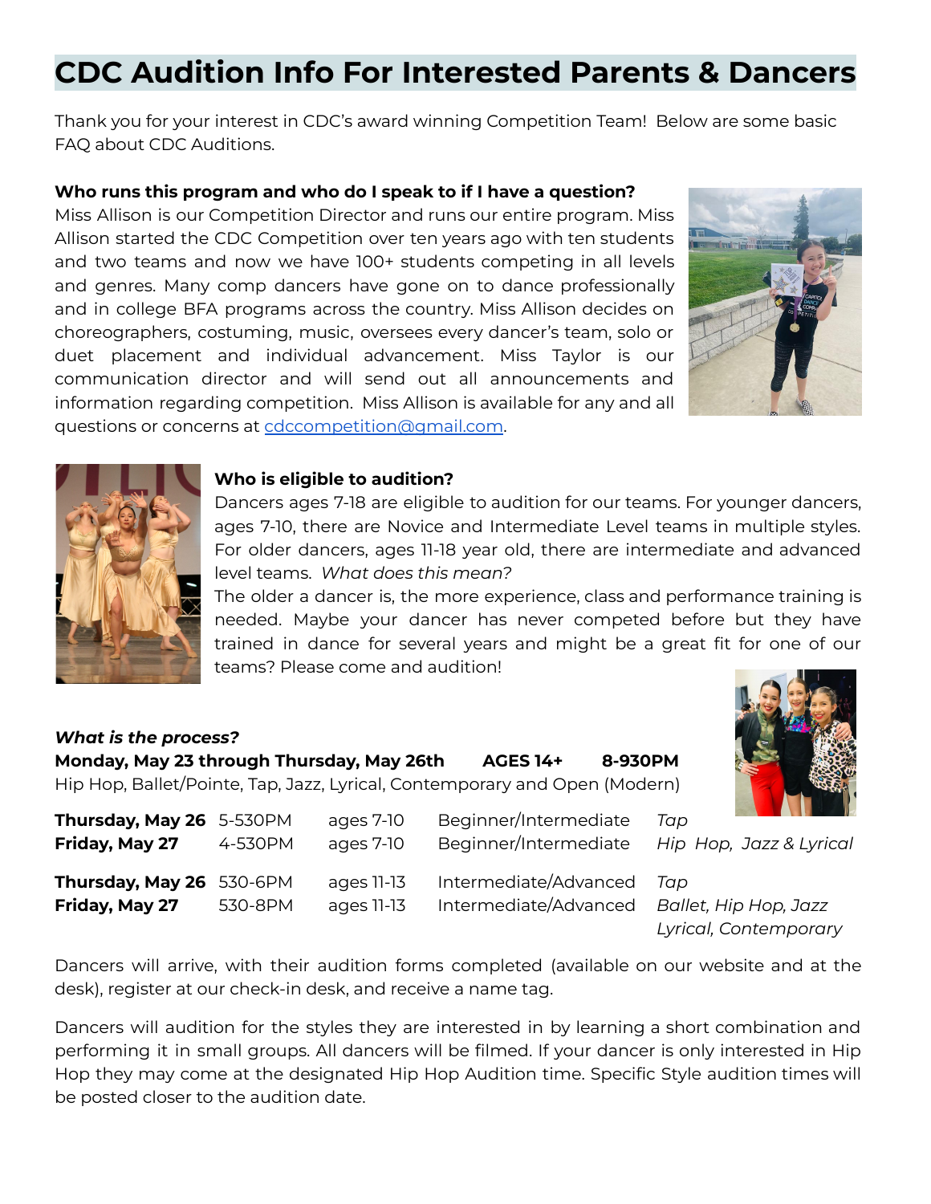# CDC Audition Info For Interested Parents & Dancers

Thank you for your interest in CDC's award winning Competition Team! Below are some basic FAQ about CDC Auditions.

**Who runs this program and who do I speak to if I have a question?**

Miss Allison is our Competition Director and runs our entire program. Miss Allison started the CDC Competition over ten years ago with ten students and two teams and now we have 100+ students competing in all levels and genres. Many comp dancers have gone on to dance professionally and in college BFA programs across the country. Miss Allison decides on choreographers, costuming, music, oversees every dancer's team, solo or duet placement and individual advancement. Miss Taylor is our communication director and will send out all announcements and information regarding competition. Miss Allison is available for any and all questions or concerns at cdccompetition@gmail.com.

**Who is eligible to audition?**

Dancers ages 7-18 are eligible to audition for our teams. For younger dancers, ages 7-10, there are Novice and Intermediate Level teams in multiple styles. For older dancers, ages 11-18 year old, there are intermediate and advanced level teams. *What does this mean?*

The older a dancer is, the more experience, class and performance training is needed. Maybe your dancer has never competed before but they have trained in dance for several years and might be a great fit for one of our teams? Please come and audition!

***What is the process?***

**Monday, May 23 through Thursday, May 26th** **AGES 14+** **8-930PM**

Hip Hop, Ballet/Pointe, Tap, Jazz, Lyrical, Contemporary and Open (Modern)

| | | | | |
|---|---|---|---|---|
| **Thursday, May 26** | 5-530PM | ages 7-10 | Beginner/Intermediate | *Tap* |
| **Friday, May 27** | 4-530PM | ages 7-10 | Beginner/Intermediate | *Hip Hop, Jazz & Lyrical* |
| **Thursday, May 26** | 530-6PM | ages 11-13 | Intermediate/Advanced | *Tap* |
| **Friday, May 27** | 530-8PM | ages 11-13 | Intermediate/Advanced | *Ballet, Hip Hop, Jazz Lyrical, Contemporary* |

Dancers will arrive, with their audition forms completed (available on our website and at the desk), register at our check-in desk, and receive a name tag.

Dancers will audition for the styles they are interested in by learning a short combination and performing it in small groups. All dancers will be filmed. If your dancer is only interested in Hip Hop they may come at the designated Hip Hop Audition time. Specific Style audition times will be posted closer to the audition date.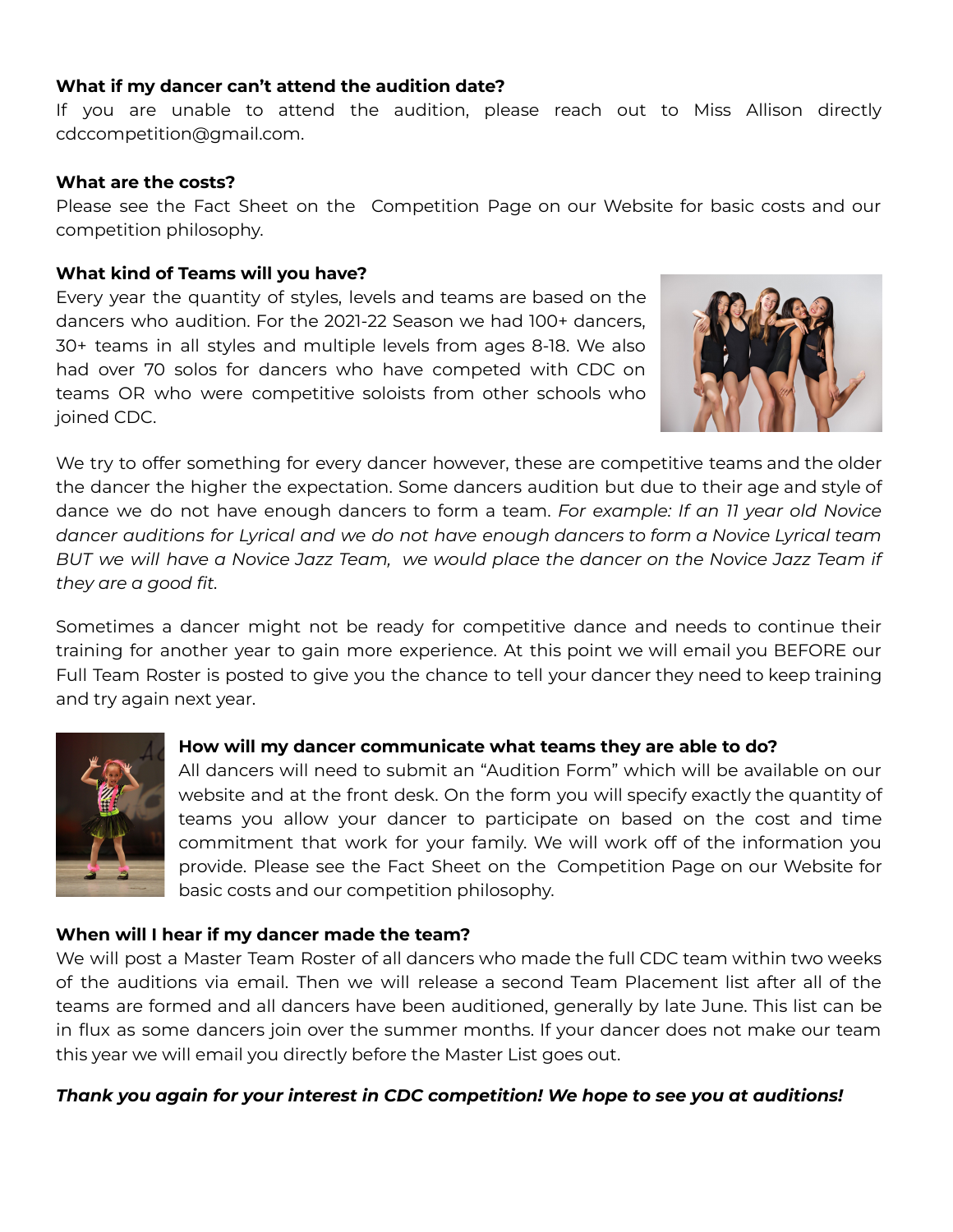**What if my dancer can't attend the audition date?**

If you are unable to attend the audition, please reach out to Miss Allison directly cdccompetition@gmail.com.

**What are the costs?**

Please see the Fact Sheet on the Competition Page on our Website for basic costs and our competition philosophy.

**What kind of Teams will you have?**

Every year the quantity of styles, levels and teams are based on the dancers who audition. For the 2021-22 Season we had 100+ dancers, 30+ teams in all styles and multiple levels from ages 8-18. We also had over 70 solos for dancers who have competed with CDC on teams OR who were competitive soloists from other schools who joined CDC.

We try to offer something for every dancer however, these are competitive teams and the older the dancer the higher the expectation. Some dancers audition but due to their age and style of dance we do not have enough dancers to form a team. *For example: If an 11 year old Novice dancer auditions for Lyrical and we do not have enough dancers to form a Novice Lyrical team BUT we will have a Novice Jazz Team, we would place the dancer on the Novice Jazz Team if they are a good fit.*

Sometimes a dancer might not be ready for competitive dance and needs to continue their training for another year to gain more experience. At this point we will email you BEFORE our Full Team Roster is posted to give you the chance to tell your dancer they need to keep training and try again next year.

**How will my dancer communicate what teams they are able to do?**

All dancers will need to submit an "Audition Form" which will be available on our website and at the front desk. On the form you will specify exactly the quantity of teams you allow your dancer to participate on based on the cost and time commitment that work for your family. We will work off of the information you provide. Please see the Fact Sheet on the Competition Page on our Website for basic costs and our competition philosophy.

**When will I hear if my dancer made the team?**

We will post a Master Team Roster of all dancers who made the full CDC team within two weeks of the auditions via email. Then we will release a second Team Placement list after all of the teams are formed and all dancers have been auditioned, generally by late June. This list can be in flux as some dancers join over the summer months. If your dancer does not make our team this year we will email you directly before the Master List goes out.

***Thank you again for your interest in CDC competition! We hope to see you at auditions!***